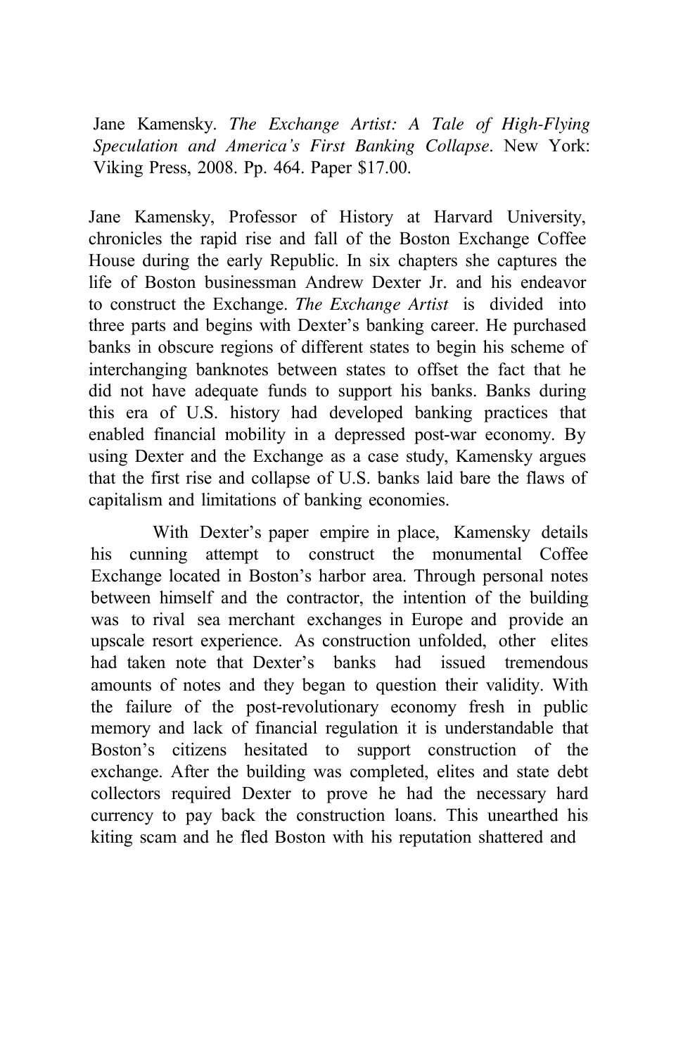Jane Kamensky. *The Exchange Artist: A Tale of High-Flying Speculation and America's First Banking Collapse*. New York: Viking Press, 2008. Pp. 464. Paper $17.00.

Jane Kamensky, Professor of History at Harvard University, chronicles the rapid rise and fall of the Boston Exchange Coffee House during the early Republic. In six chapters she captures the life of Boston businessman Andrew Dexter Jr. and his endeavor to construct the Exchange. *The Exchange Artist* is divided into three parts and begins with Dexter's banking career. He purchased banks in obscure regions of different states to begin his scheme of interchanging banknotes between states to offset the fact that he did not have adequate funds to support his banks. Banks during this era of U.S. history had developed banking practices that enabled financial mobility in a depressed post-war economy. By using Dexter and the Exchange as a case study, Kamensky argues that the first rise and collapse of U.S. banks laid bare the flaws of capitalism and limitations of banking economies.

With Dexter's paper empire in place, Kamensky details his cunning attempt to construct the monumental Coffee Exchange located in Boston's harbor area. Through personal notes between himself and the contractor, the intention of the building was to rival sea merchant exchanges in Europe and provide an upscale resort experience. As construction unfolded, other elites had taken note that Dexter's banks had issued tremendous amounts of notes and they began to question their validity. With the failure of the post-revolutionary economy fresh in public memory and lack of financial regulation it is understandable that Boston's citizens hesitated to support construction of the exchange. After the building was completed, elites and state debt collectors required Dexter to prove he had the necessary hard currency to pay back the construction loans. This unearthed his kiting scam and he fled Boston with his reputation shattered and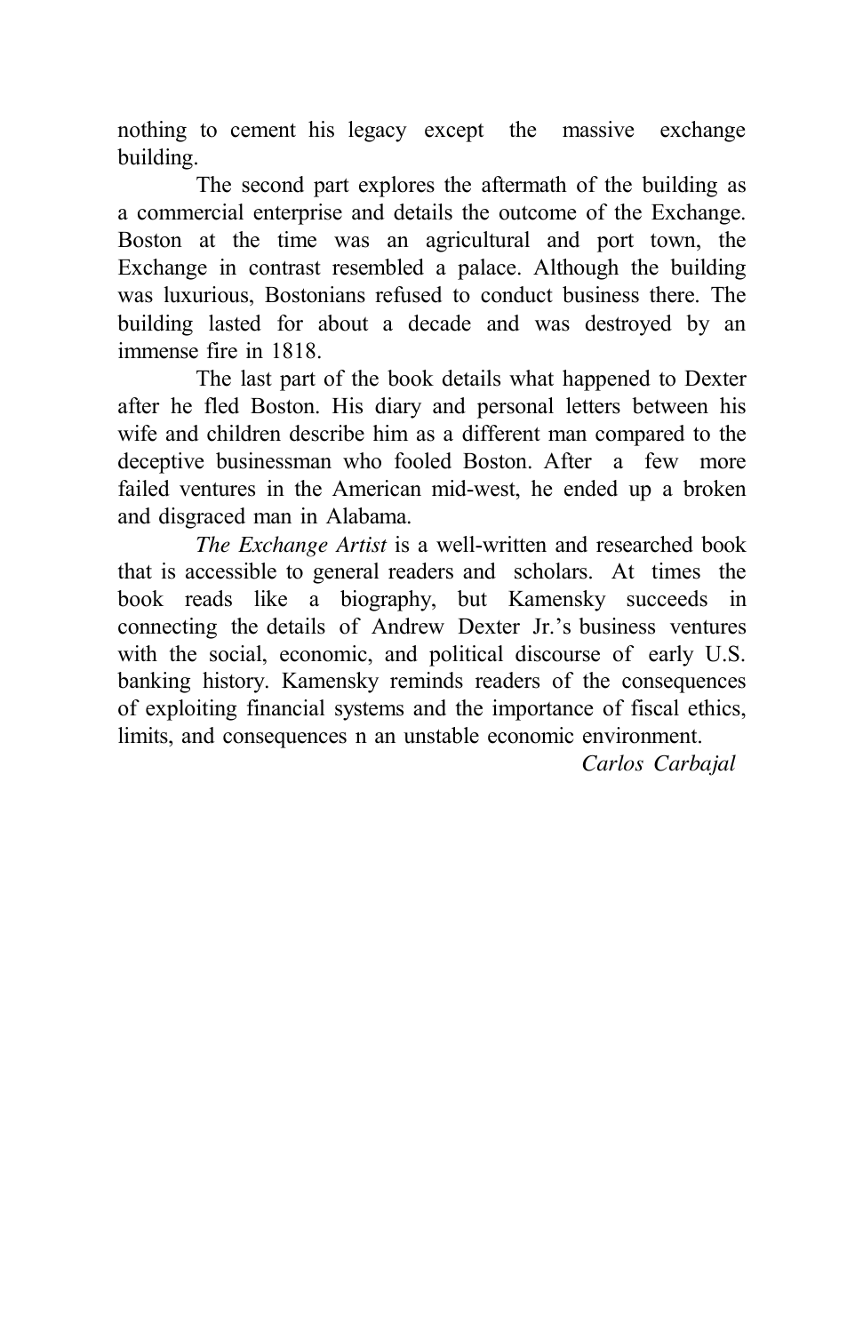nothing to cement his legacy except the massive exchange building.

The second part explores the aftermath of the building as a commercial enterprise and details the outcome of the Exchange. Boston at the time was an agricultural and port town, the Exchange in contrast resembled a palace. Although the building was luxurious, Bostonians refused to conduct business there. The building lasted for about a decade and was destroyed by an immense fire in 1818.

The last part of the book details what happened to Dexter after he fled Boston. His diary and personal letters between his wife and children describe him as a different man compared to the deceptive businessman who fooled Boston. After a few more failed ventures in the American mid-west, he ended up a broken and disgraced man in Alabama.

*The Exchange Artist* is a well-written and researched book that is accessible to general readers and scholars. At times the book reads like a biography, but Kamensky succeeds in connecting the details of Andrew Dexter Jr.'s business ventures with the social, economic, and political discourse of early U.S. banking history. Kamensky reminds readers of the consequences of exploiting financial systems and the importance of fiscal ethics, limits, and consequences n an unstable economic environment.

*Carlos Carbajal*